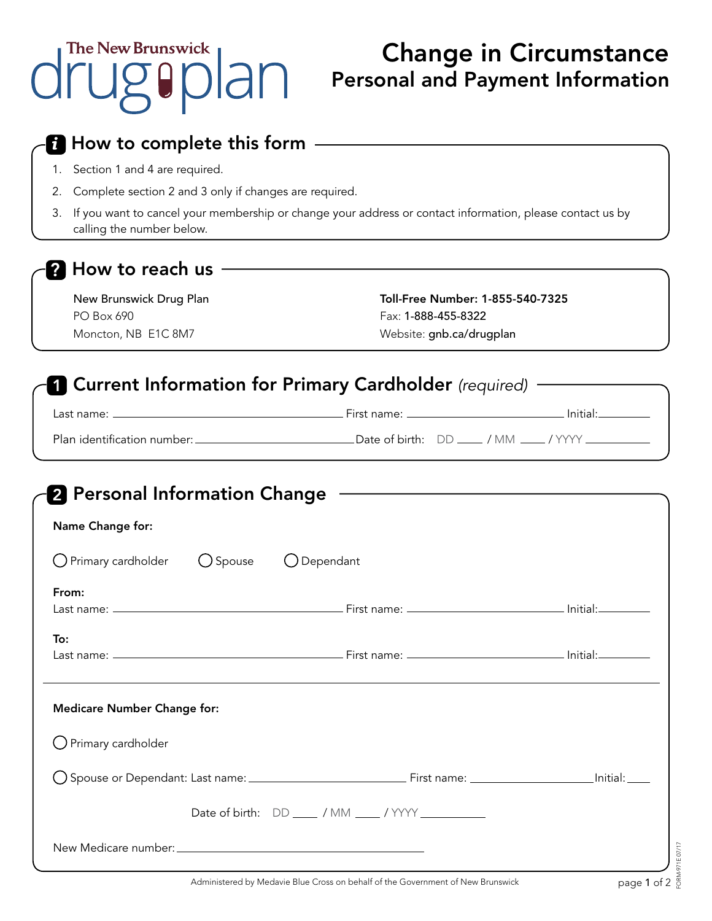The New Brunswick drug plan

# Change in Circumstance
## Personal and Payment Information

## How to complete this form

1. Section 1 and 4 are required.
2. Complete section 2 and 3 only if changes are required.
3. If you want to cancel your membership or change your address or contact information, please contact us by calling the number below.

## How to reach us

New Brunswick Drug Plan
PO Box 690
Moncton, NB E1C 8M7

**Toll-Free Number: 1-855-540-7325**
Fax: 1-888-455-8322
Website: gnb.ca/drugplan

## 1 Current Information for Primary Cardholder *(required)*

Last name: ______________________ First name: ______________________ Initial: ________

Plan identification number: ______________________ Date of birth: DD ____ / MM ____ / YYYY __________

## 2 Personal Information Change

**Name Change for:**

○ Primary cardholder ○ Spouse ○ Dependant

**From:**
Last name: ______________________ First name: ______________________ Initial: ________

**To:**
Last name: ______________________ First name: ______________________ Initial: ________

**Medicare Number Change for:**

○ Primary cardholder

○ Spouse or Dependant: Last name: ______________________ First name: ______________________ Initial: ____

Date of birth: DD ____ / MM ____ / YYYY __________

New Medicare number: ______________________

Administered by Medavie Blue Cross on behalf of the Government of New Brunswick

FORM-971E 07/17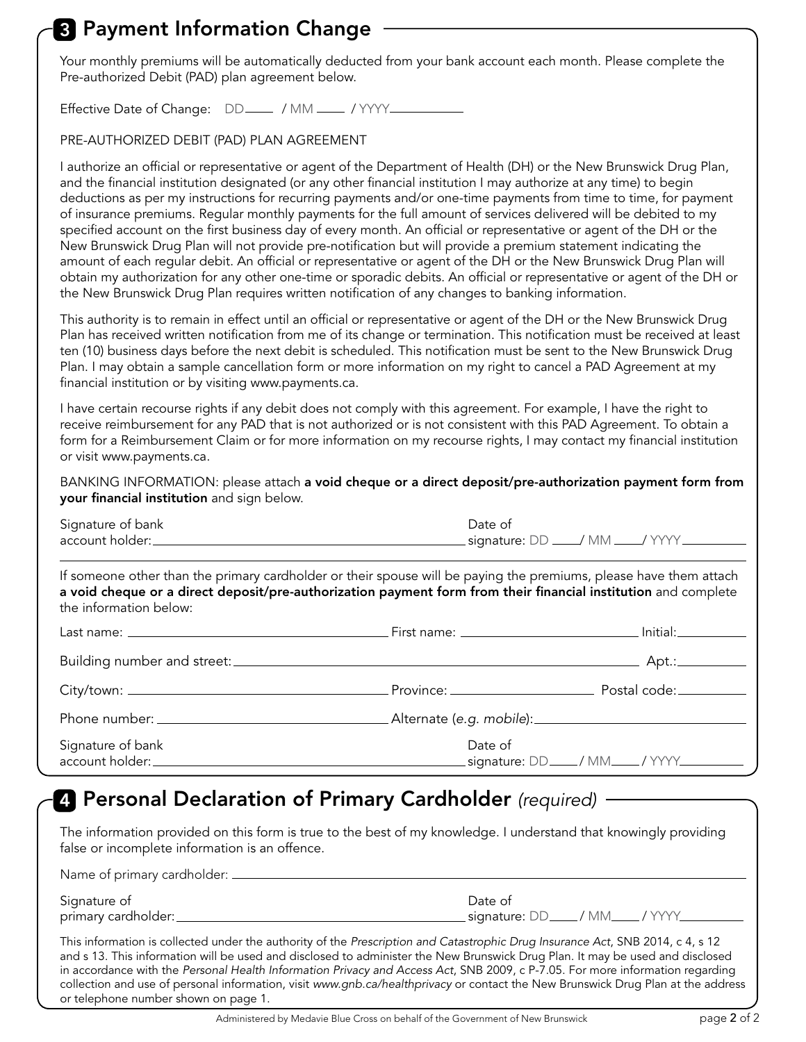## 3 Payment Information Change

Your monthly premiums will be automatically deducted from your bank account each month. Please complete the Pre-authorized Debit (PAD) plan agreement below.

Effective Date of Change: DD____ / MM ____ / YYYY__________

PRE-AUTHORIZED DEBIT (PAD) PLAN AGREEMENT

I authorize an official or representative or agent of the Department of Health (DH) or the New Brunswick Drug Plan, and the financial institution designated (or any other financial institution I may authorize at any time) to begin deductions as per my instructions for recurring payments and/or one-time payments from time to time, for payment of insurance premiums. Regular monthly payments for the full amount of services delivered will be debited to my specified account on the first business day of every month. An official or representative or agent of the DH or the New Brunswick Drug Plan will not provide pre-notification but will provide a premium statement indicating the amount of each regular debit. An official or representative or agent of the DH or the New Brunswick Drug Plan will obtain my authorization for any other one-time or sporadic debits. An official or representative or agent of the DH or the New Brunswick Drug Plan requires written notification of any changes to banking information.

This authority is to remain in effect until an official or representative or agent of the DH or the New Brunswick Drug Plan has received written notification from me of its change or termination. This notification must be received at least ten (10) business days before the next debit is scheduled. This notification must be sent to the New Brunswick Drug Plan. I may obtain a sample cancellation form or more information on my right to cancel a PAD Agreement at my financial institution or by visiting www.payments.ca.

I have certain recourse rights if any debit does not comply with this agreement. For example, I have the right to receive reimbursement for any PAD that is not authorized or is not consistent with this PAD Agreement. To obtain a form for a Reimbursement Claim or for more information on my recourse rights, I may contact my financial institution or visit www.payments.ca.

BANKING INFORMATION: please attach **a void cheque or a direct deposit/pre-authorization payment form from your financial institution** and sign below.

Signature of bank account holder: ______________________ Date of signature: DD ____/ MM ____/ YYYY__________

---

If someone other than the primary cardholder or their spouse will be paying the premiums, please have them attach **a void cheque or a direct deposit/pre-authorization payment form from their financial institution** and complete the information below:

Last name: ______________________ First name: ______________________ Initial: __________

Building number and street: ______________________ Apt.: __________

City/town: ______________________ Province: ______________________ Postal code: __________

Phone number: ______________________ Alternate (*e.g. mobile*): ______________________

Signature of bank account holder: ______________________ Date of signature: DD____/ MM____/ YYYY__________

## 4 Personal Declaration of Primary Cardholder *(required)*

The information provided on this form is true to the best of my knowledge. I understand that knowingly providing false or incomplete information is an offence.

Name of primary cardholder: ______________________

Signature of primary cardholder: ______________________ Date of signature: DD____/ MM____/ YYYY__________

This information is collected under the authority of the *Prescription and Catastrophic Drug Insurance Act*, SNB 2014, c 4, s 12 and s 13. This information will be used and disclosed to administer the New Brunswick Drug Plan. It may be used and disclosed in accordance with the *Personal Health Information Privacy and Access Act*, SNB 2009, c P-7.05. For more information regarding collection and use of personal information, visit *www.gnb.ca/healthprivacy* or contact the New Brunswick Drug Plan at the address or telephone number shown on page 1.

Administered by Medavie Blue Cross on behalf of the Government of New Brunswick